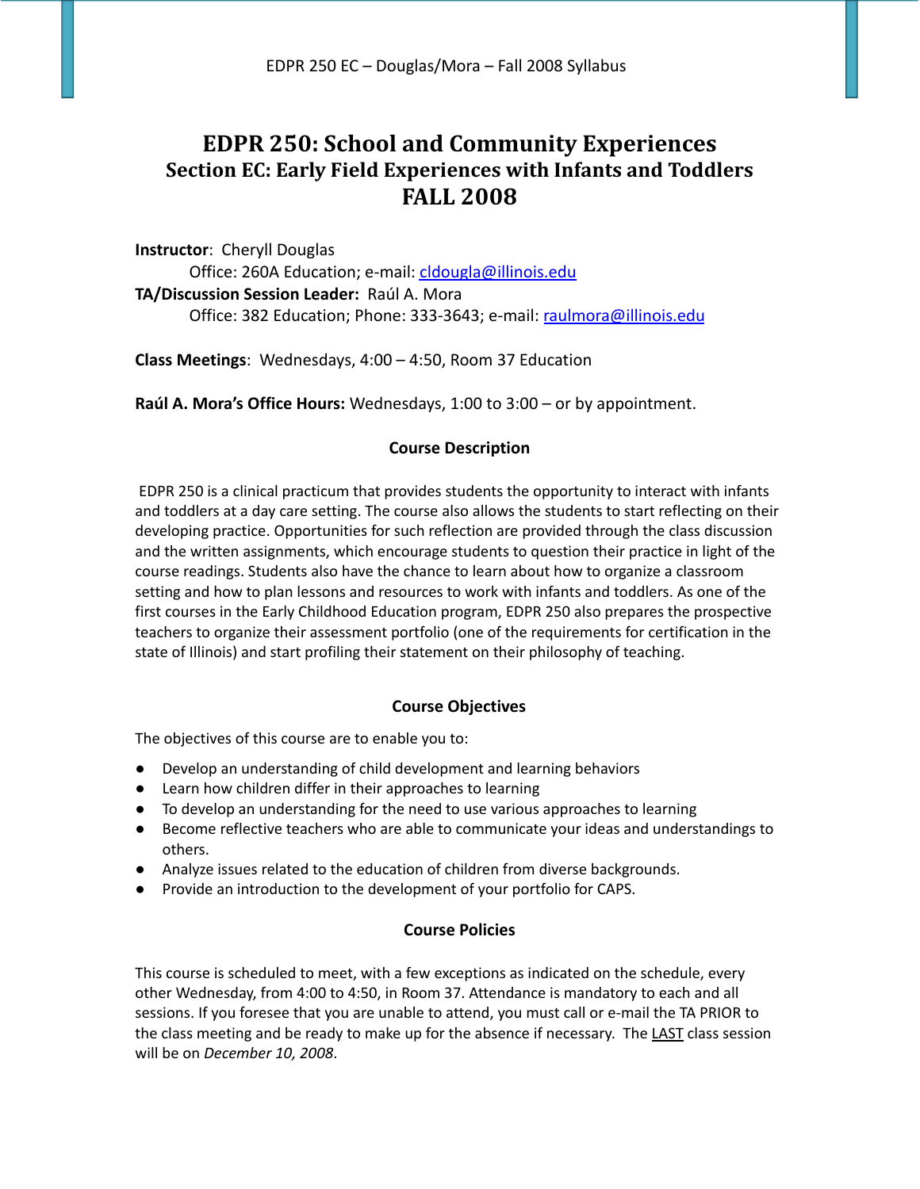# EDPR 250: School and Community Experiences

## Section EC: Early Field Experiences with Infants and Toddlers

## FALL 2008

**Instructor**: Cheryll Douglas
Office: 260A Education; e-mail: cldougla@illinois.edu

**TA/Discussion Session Leader:** Raúl A. Mora
Office: 382 Education; Phone: 333-3643; e-mail: raulmora@illinois.edu

**Class Meetings**: Wednesdays, 4:00 – 4:50, Room 37 Education

**Raúl A. Mora's Office Hours:** Wednesdays, 1:00 to 3:00 – or by appointment.

### Course Description

EDPR 250 is a clinical practicum that provides students the opportunity to interact with infants and toddlers at a day care setting. The course also allows the students to start reflecting on their developing practice. Opportunities for such reflection are provided through the class discussion and the written assignments, which encourage students to question their practice in light of the course readings. Students also have the chance to learn about how to organize a classroom setting and how to plan lessons and resources to work with infants and toddlers. As one of the first courses in the Early Childhood Education program, EDPR 250 also prepares the prospective teachers to organize their assessment portfolio (one of the requirements for certification in the state of Illinois) and start profiling their statement on their philosophy of teaching.

### Course Objectives

The objectives of this course are to enable you to:

- Develop an understanding of child development and learning behaviors
- Learn how children differ in their approaches to learning
- To develop an understanding for the need to use various approaches to learning
- Become reflective teachers who are able to communicate your ideas and understandings to others.
- Analyze issues related to the education of children from diverse backgrounds.
- Provide an introduction to the development of your portfolio for CAPS.

### Course Policies

This course is scheduled to meet, with a few exceptions as indicated on the schedule, every other Wednesday, from 4:00 to 4:50, in Room 37. Attendance is mandatory to each and all sessions. If you foresee that you are unable to attend, you must call or e-mail the TA PRIOR to the class meeting and be ready to make up for the absence if necessary. The LAST class session will be on *December 10, 2008*.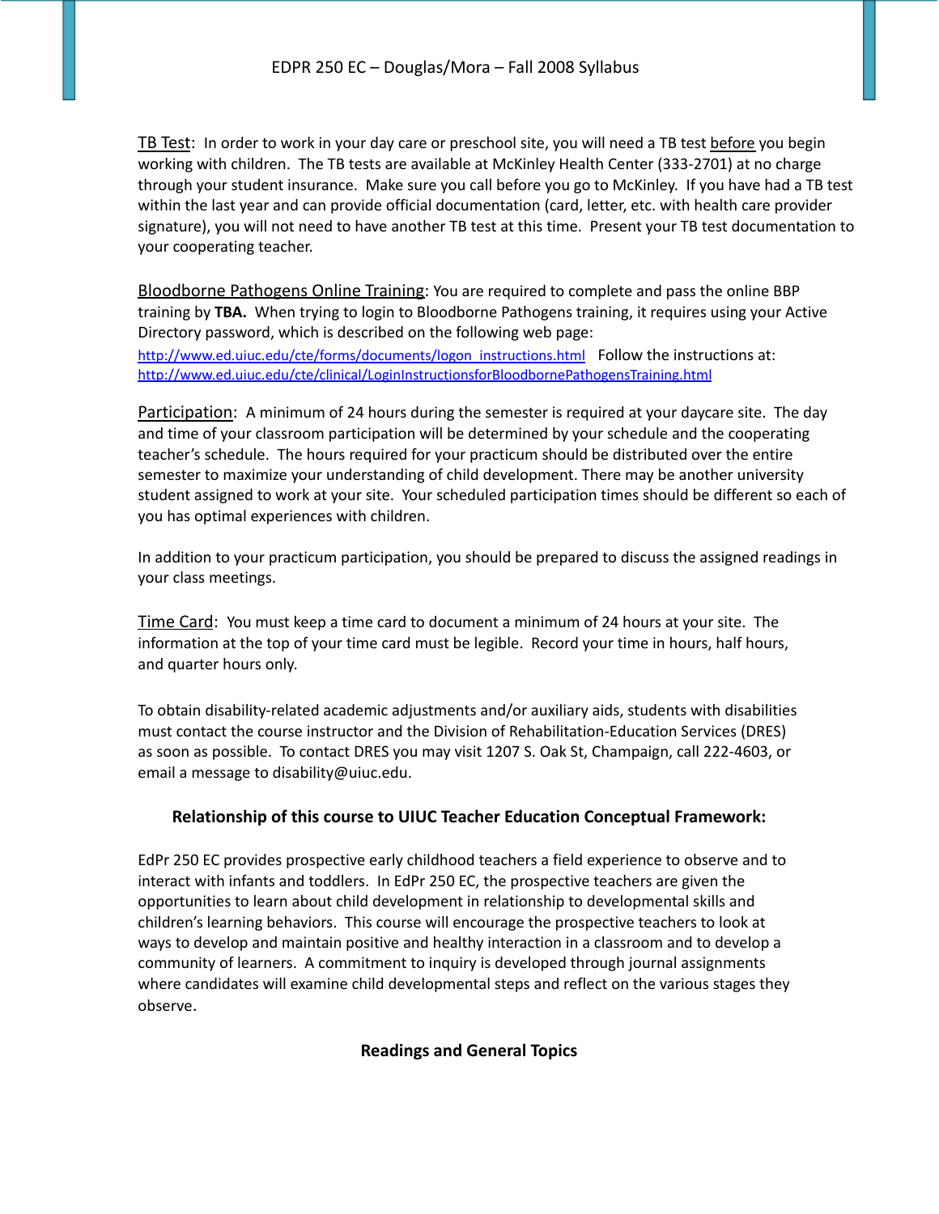TB Test: In order to work in your day care or preschool site, you will need a TB test before you begin working with children. The TB tests are available at McKinley Health Center (333-2701) at no charge through your student insurance. Make sure you call before you go to McKinley. If you have had a TB test within the last year and can provide official documentation (card, letter, etc. with health care provider signature), you will not need to have another TB test at this time. Present your TB test documentation to your cooperating teacher.

Bloodborne Pathogens Online Training: You are required to complete and pass the online BBP training by **TBA.** When trying to login to Bloodborne Pathogens training, it requires using your Active Directory password, which is described on the following web page: http://www.ed.uiuc.edu/cte/forms/documents/logon_instructions.html Follow the instructions at: http://www.ed.uiuc.edu/cte/clinical/LoginInstructionsforBloodbornePathogensTraining.html

Participation: A minimum of 24 hours during the semester is required at your daycare site. The day and time of your classroom participation will be determined by your schedule and the cooperating teacher's schedule. The hours required for your practicum should be distributed over the entire semester to maximize your understanding of child development. There may be another university student assigned to work at your site. Your scheduled participation times should be different so each of you has optimal experiences with children.

In addition to your practicum participation, you should be prepared to discuss the assigned readings in your class meetings.

Time Card: You must keep a time card to document a minimum of 24 hours at your site. The information at the top of your time card must be legible. Record your time in hours, half hours, and quarter hours only.

To obtain disability-related academic adjustments and/or auxiliary aids, students with disabilities must contact the course instructor and the Division of Rehabilitation-Education Services (DRES) as soon as possible. To contact DRES you may visit 1207 S. Oak St, Champaign, call 222-4603, or email a message to disability@uiuc.edu.

## Relationship of this course to UIUC Teacher Education Conceptual Framework:

EdPr 250 EC provides prospective early childhood teachers a field experience to observe and to interact with infants and toddlers. In EdPr 250 EC, the prospective teachers are given the opportunities to learn about child development in relationship to developmental skills and children's learning behaviors. This course will encourage the prospective teachers to look at ways to develop and maintain positive and healthy interaction in a classroom and to develop a community of learners. A commitment to inquiry is developed through journal assignments where candidates will examine child developmental steps and reflect on the various stages they observe.

## Readings and General Topics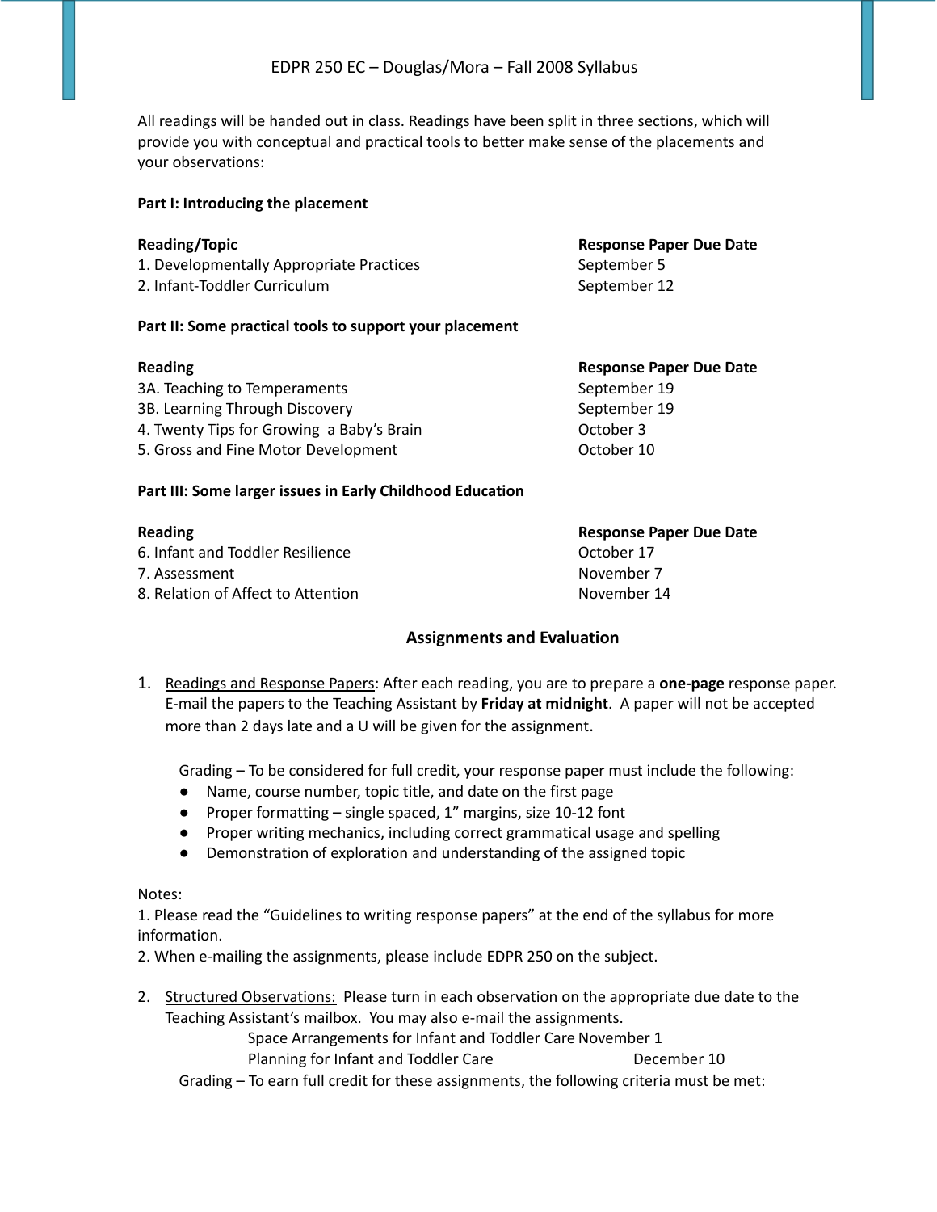All readings will be handed out in class. Readings have been split in three sections, which will provide you with conceptual and practical tools to better make sense of the placements and your observations:

**Part I: Introducing the placement**

| **Reading/Topic** | **Response Paper Due Date** |
|---|---|
| 1. Developmentally Appropriate Practices | September 5 |
| 2. Infant-Toddler Curriculum | September 12 |

**Part II: Some practical tools to support your placement**

| **Reading** | **Response Paper Due Date** |
|---|---|
| 3A. Teaching to Temperaments | September 19 |
| 3B. Learning Through Discovery | September 19 |
| 4. Twenty Tips for Growing a Baby's Brain | October 3 |
| 5. Gross and Fine Motor Development | October 10 |

**Part III: Some larger issues in Early Childhood Education**

| **Reading** | **Response Paper Due Date** |
|---|---|
| 6. Infant and Toddler Resilience | October 17 |
| 7. Assessment | November 7 |
| 8. Relation of Affect to Attention | November 14 |

## Assignments and Evaluation

1. Readings and Response Papers: After each reading, you are to prepare a **one-page** response paper. E-mail the papers to the Teaching Assistant by **Friday at midnight**. A paper will not be accepted more than 2 days late and a U will be given for the assignment.

   Grading – To be considered for full credit, your response paper must include the following:
   - Name, course number, topic title, and date on the first page
   - Proper formatting – single spaced, 1" margins, size 10-12 font
   - Proper writing mechanics, including correct grammatical usage and spelling
   - Demonstration of exploration and understanding of the assigned topic

Notes:
1. Please read the "Guidelines to writing response papers" at the end of the syllabus for more information.
2. When e-mailing the assignments, please include EDPR 250 on the subject.

2. Structured Observations: Please turn in each observation on the appropriate due date to the Teaching Assistant's mailbox. You may also e-mail the assignments.

   | | |
   |---|---|
   | Space Arrangements for Infant and Toddler Care | November 1 |
   | Planning for Infant and Toddler Care | December 10 |

   Grading – To earn full credit for these assignments, the following criteria must be met: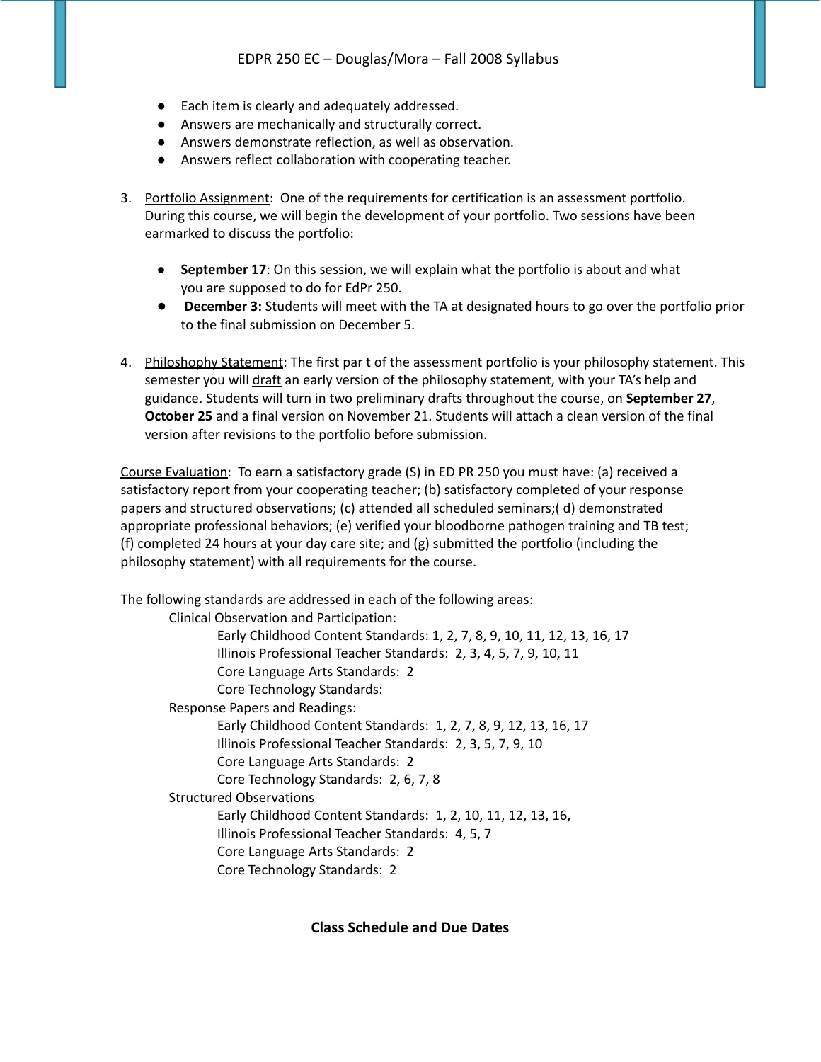- Each item is clearly and adequately addressed.
- Answers are mechanically and structurally correct.
- Answers demonstrate reflection, as well as observation.
- Answers reflect collaboration with cooperating teacher.

3. Portfolio Assignment: One of the requirements for certification is an assessment portfolio. During this course, we will begin the development of your portfolio. Two sessions have been earmarked to discuss the portfolio:

    - **September 17**: On this session, we will explain what the portfolio is about and what you are supposed to do for EdPr 250.
    - **December 3:** Students will meet with the TA at designated hours to go over the portfolio prior to the final submission on December 5.

4. Philoshophy Statement: The first par t of the assessment portfolio is your philosophy statement. This semester you will draft an early version of the philosophy statement, with your TA's help and guidance. Students will turn in two preliminary drafts throughout the course, on **September 27**, **October 25** and a final version on November 21. Students will attach a clean version of the final version after revisions to the portfolio before submission.

Course Evaluation: To earn a satisfactory grade (S) in ED PR 250 you must have: (a) received a satisfactory report from your cooperating teacher; (b) satisfactory completed of your response papers and structured observations; (c) attended all scheduled seminars;( d) demonstrated appropriate professional behaviors; (e) verified your bloodborne pathogen training and TB test; (f) completed 24 hours at your day care site; and (g) submitted the portfolio (including the philosophy statement) with all requirements for the course.

The following standards are addressed in each of the following areas:

Clinical Observation and Participation:
- Early Childhood Content Standards: 1, 2, 7, 8, 9, 10, 11, 12, 13, 16, 17
- Illinois Professional Teacher Standards: 2, 3, 4, 5, 7, 9, 10, 11
- Core Language Arts Standards: 2
- Core Technology Standards:

Response Papers and Readings:
- Early Childhood Content Standards: 1, 2, 7, 8, 9, 12, 13, 16, 17
- Illinois Professional Teacher Standards: 2, 3, 5, 7, 9, 10
- Core Language Arts Standards: 2
- Core Technology Standards: 2, 6, 7, 8

Structured Observations
- Early Childhood Content Standards: 1, 2, 10, 11, 12, 13, 16,
- Illinois Professional Teacher Standards: 4, 5, 7
- Core Language Arts Standards: 2
- Core Technology Standards: 2

## Class Schedule and Due Dates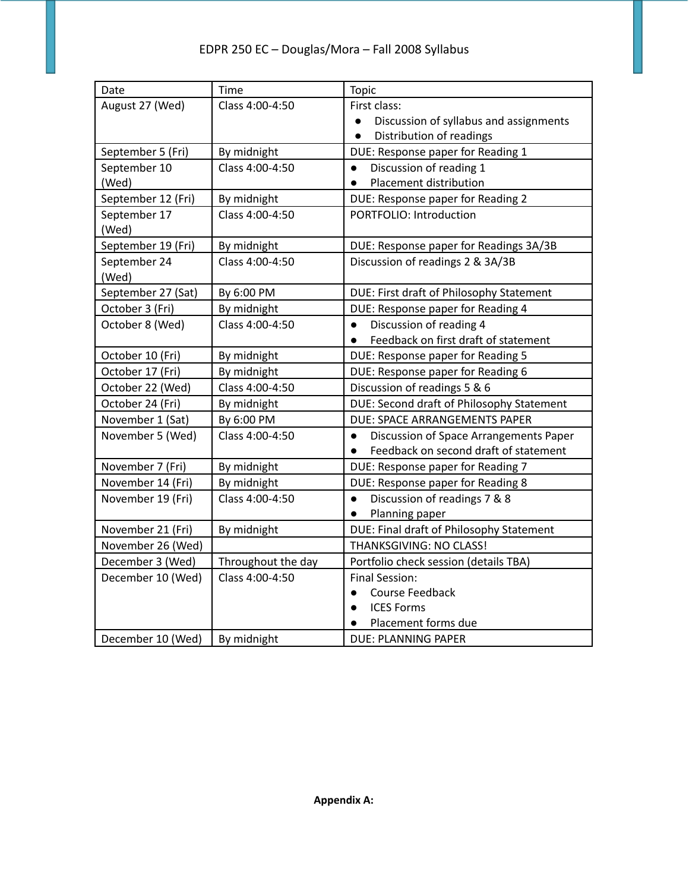| Date | Time | Topic |
|---|---|---|
| August 27 (Wed) | Class 4:00-4:50 | First class:<br>• Discussion of syllabus and assignments<br>• Distribution of readings |
| September 5 (Fri) | By midnight | DUE: Response paper for Reading 1 |
| September 10 (Wed) | Class 4:00-4:50 | • Discussion of reading 1<br>• Placement distribution |
| September 12 (Fri) | By midnight | DUE: Response paper for Reading 2 |
| September 17 (Wed) | Class 4:00-4:50 | PORTFOLIO: Introduction |
| September 19 (Fri) | By midnight | DUE: Response paper for Readings 3A/3B |
| September 24 (Wed) | Class 4:00-4:50 | Discussion of readings 2 & 3A/3B |
| September 27 (Sat) | By 6:00 PM | DUE: First draft of Philosophy Statement |
| October 3 (Fri) | By midnight | DUE: Response paper for Reading 4 |
| October 8 (Wed) | Class 4:00-4:50 | • Discussion of reading 4<br>• Feedback on first draft of statement |
| October 10 (Fri) | By midnight | DUE: Response paper for Reading 5 |
| October 17 (Fri) | By midnight | DUE: Response paper for Reading 6 |
| October 22 (Wed) | Class 4:00-4:50 | Discussion of readings 5 & 6 |
| October 24 (Fri) | By midnight | DUE: Second draft of Philosophy Statement |
| November 1 (Sat) | By 6:00 PM | DUE: SPACE ARRANGEMENTS PAPER |
| November 5 (Wed) | Class 4:00-4:50 | • Discussion of Space Arrangements Paper<br>• Feedback on second draft of statement |
| November 7 (Fri) | By midnight | DUE: Response paper for Reading 7 |
| November 14 (Fri) | By midnight | DUE: Response paper for Reading 8 |
| November 19 (Fri) | Class 4:00-4:50 | • Discussion of readings 7 & 8<br>• Planning paper |
| November 21 (Fri) | By midnight | DUE: Final draft of Philosophy Statement |
| November 26 (Wed) | | THANKSGIVING: NO CLASS! |
| December 3 (Wed) | Throughout the day | Portfolio check session (details TBA) |
| December 10 (Wed) | Class 4:00-4:50 | Final Session:<br>• Course Feedback<br>• ICES Forms<br>• Placement forms due |
| December 10 (Wed) | By midnight | DUE: PLANNING PAPER |

**Appendix A:**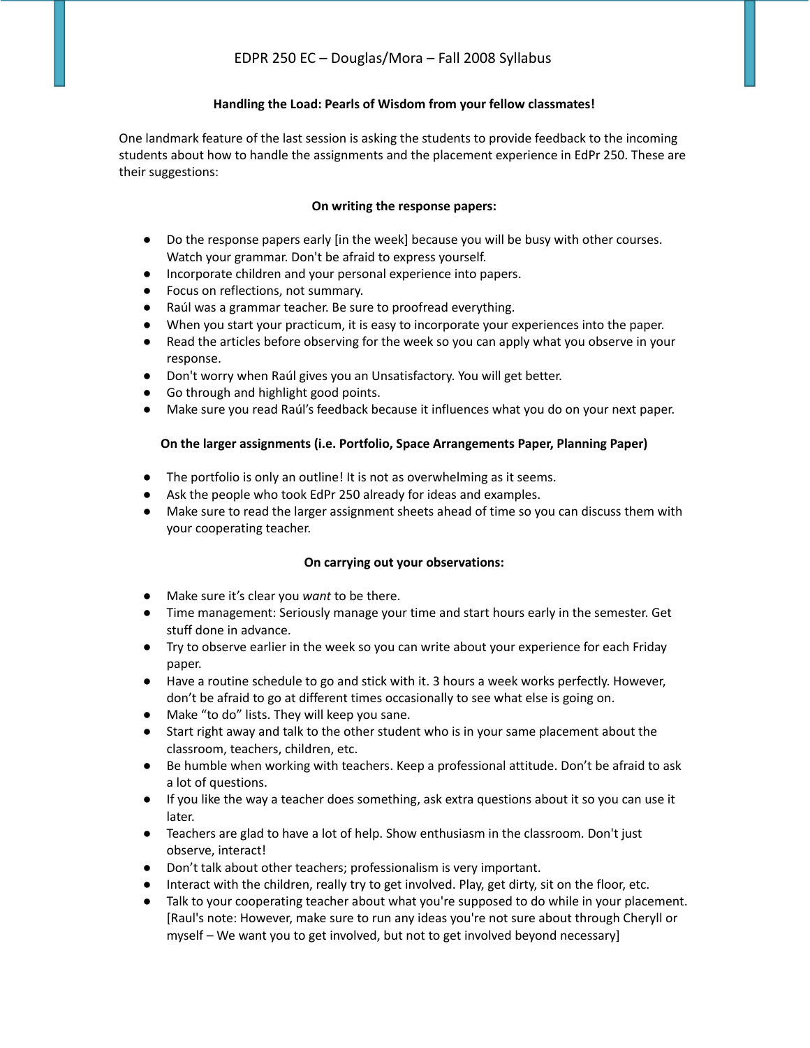### Handling the Load: Pearls of Wisdom from your fellow classmates!

One landmark feature of the last session is asking the students to provide feedback to the incoming students about how to handle the assignments and the placement experience in EdPr 250. These are their suggestions:

#### On writing the response papers:

- Do the response papers early [in the week] because you will be busy with other courses. Watch your grammar. Don't be afraid to express yourself.
- Incorporate children and your personal experience into papers.
- Focus on reflections, not summary.
- Raúl was a grammar teacher. Be sure to proofread everything.
- When you start your practicum, it is easy to incorporate your experiences into the paper.
- Read the articles before observing for the week so you can apply what you observe in your response.
- Don't worry when Raúl gives you an Unsatisfactory. You will get better.
- Go through and highlight good points.
- Make sure you read Raúl's feedback because it influences what you do on your next paper.

#### On the larger assignments (i.e. Portfolio, Space Arrangements Paper, Planning Paper)

- The portfolio is only an outline! It is not as overwhelming as it seems.
- Ask the people who took EdPr 250 already for ideas and examples.
- Make sure to read the larger assignment sheets ahead of time so you can discuss them with your cooperating teacher.

#### On carrying out your observations:

- Make sure it's clear you *want* to be there.
- Time management: Seriously manage your time and start hours early in the semester. Get stuff done in advance.
- Try to observe earlier in the week so you can write about your experience for each Friday paper.
- Have a routine schedule to go and stick with it. 3 hours a week works perfectly. However, don't be afraid to go at different times occasionally to see what else is going on.
- Make "to do" lists. They will keep you sane.
- Start right away and talk to the other student who is in your same placement about the classroom, teachers, children, etc.
- Be humble when working with teachers. Keep a professional attitude. Don't be afraid to ask a lot of questions.
- If you like the way a teacher does something, ask extra questions about it so you can use it later.
- Teachers are glad to have a lot of help. Show enthusiasm in the classroom. Don't just observe, interact!
- Don't talk about other teachers; professionalism is very important.
- Interact with the children, really try to get involved. Play, get dirty, sit on the floor, etc.
- Talk to your cooperating teacher about what you're supposed to do while in your placement. [Raul's note: However, make sure to run any ideas you're not sure about through Cheryll or myself – We want you to get involved, but not to get involved beyond necessary]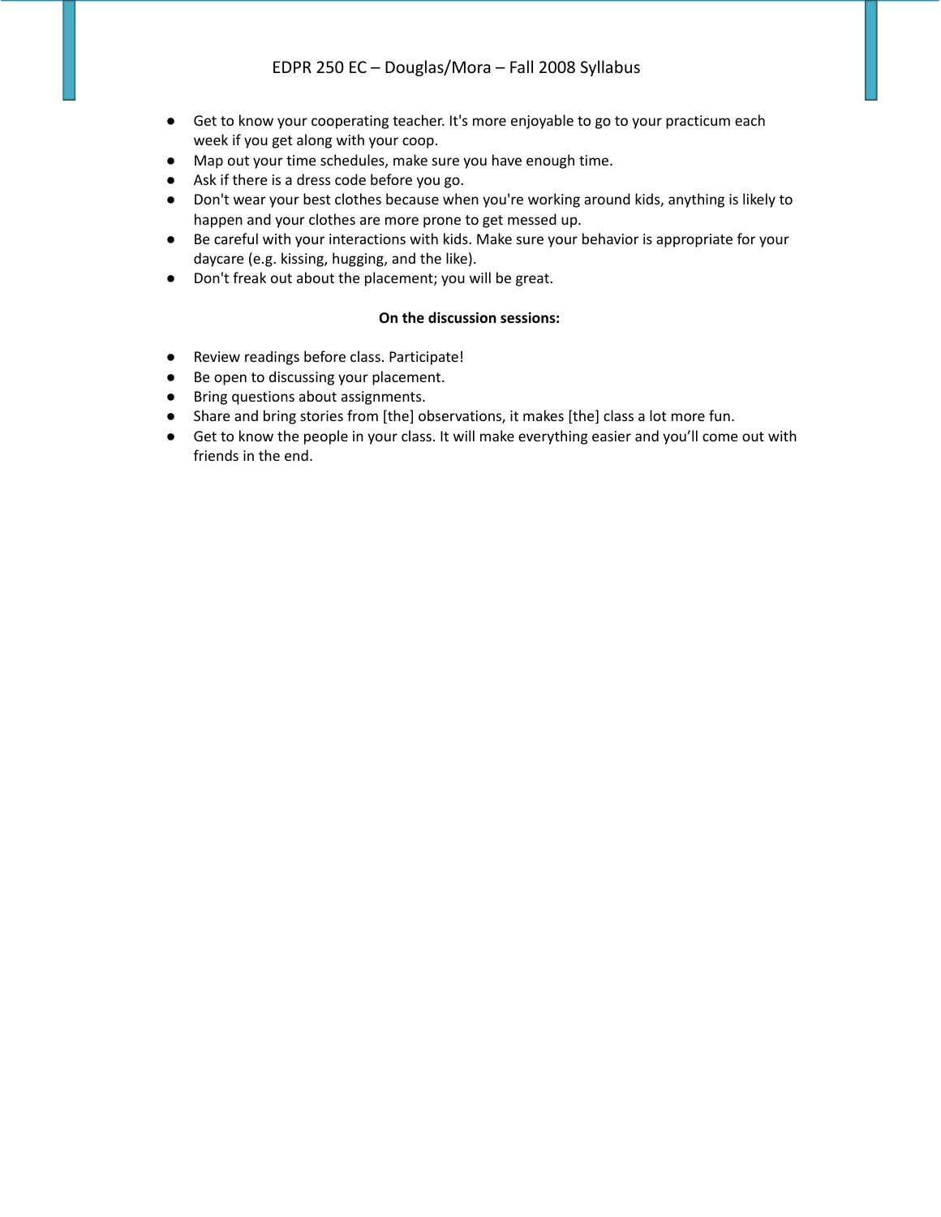- Get to know your cooperating teacher. It's more enjoyable to go to your practicum each week if you get along with your coop.
- Map out your time schedules, make sure you have enough time.
- Ask if there is a dress code before you go.
- Don't wear your best clothes because when you're working around kids, anything is likely to happen and your clothes are more prone to get messed up.
- Be careful with your interactions with kids. Make sure your behavior is appropriate for your daycare (e.g. kissing, hugging, and the like).
- Don't freak out about the placement; you will be great.

**On the discussion sessions:**

- Review readings before class. Participate!
- Be open to discussing your placement.
- Bring questions about assignments.
- Share and bring stories from [the] observations, it makes [the] class a lot more fun.
- Get to know the people in your class. It will make everything easier and you'll come out with friends in the end.